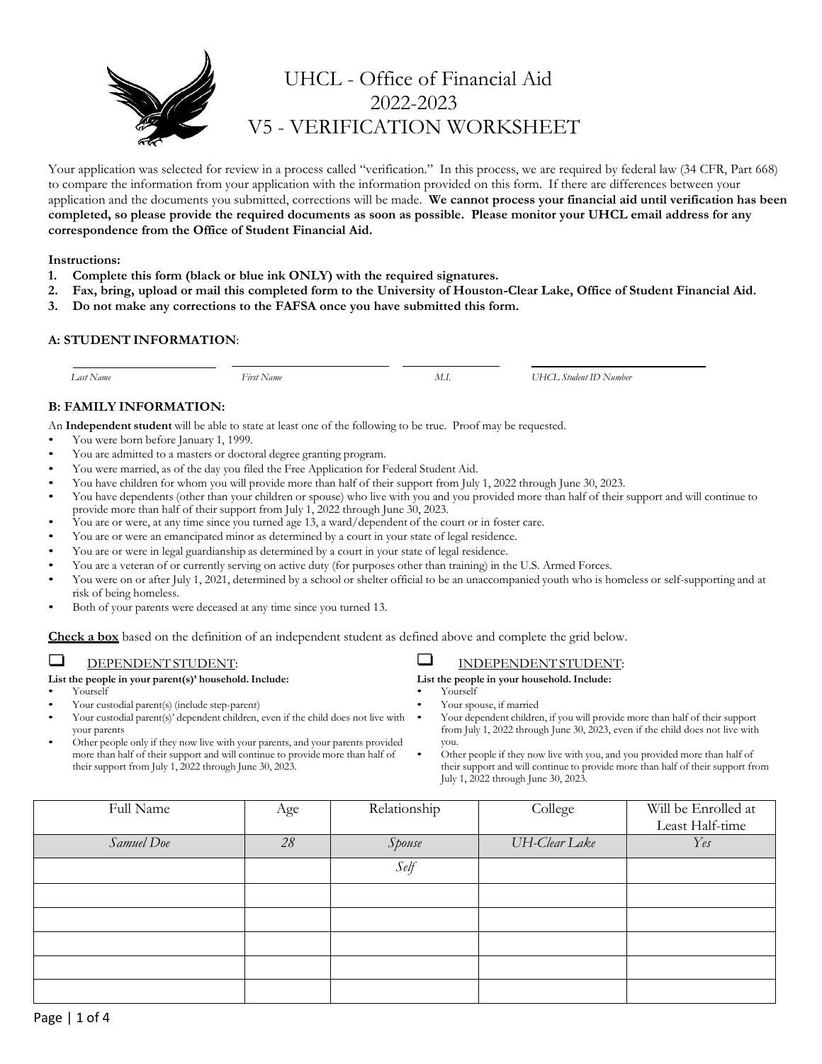# UHCL - Office of Financial Aid
# 2022-2023
# V5 - VERIFICATION WORKSHEET

Your application was selected for review in a process called "verification." In this process, we are required by federal law (34 CFR, Part 668) to compare the information from your application with the information provided on this form. If there are differences between your application and the documents you submitted, corrections will be made. **We cannot process your financial aid until verification has been completed, so please provide the required documents as soon as possible. Please monitor your UHCL email address for any correspondence from the Office of Student Financial Aid.**

**Instructions:**

1. **Complete this form (black or blue ink ONLY) with the required signatures.**
2. **Fax, bring, upload or mail this completed form to the University of Houston-Clear Lake, Office of Student Financial Aid.**
3. **Do not make any corrections to the FAFSA once you have submitted this form.**

### A: STUDENT INFORMATION:

| | | | |
|---|---|---|---|
| *Last Name* | *First Name* | *M.I.* | *UHCL Student ID Number* |

### B: FAMILY INFORMATION:

An **Independent student** will be able to state at least one of the following to be true. Proof may be requested.

- You were born before January 1, 1999.
- You are admitted to a masters or doctoral degree granting program.
- You were married, as of the day you filed the Free Application for Federal Student Aid.
- You have children for whom you will provide more than half of their support from July 1, 2022 through June 30, 2023.
- You have dependents (other than your children or spouse) who live with you and you provided more than half of their support and will continue to provide more than half of their support from July 1, 2022 through June 30, 2023.
- You are or were, at any time since you turned age 13, a ward/dependent of the court or in foster care.
- You are or were an emancipated minor as determined by a court in your state of legal residence.
- You are or were in legal guardianship as determined by a court in your state of legal residence.
- You are a veteran of or currently serving on active duty (for purposes other than training) in the U.S. Armed Forces.
- You were on or after July 1, 2021, determined by a school or shelter official to be an unaccompanied youth who is homeless or self-supporting and at risk of being homeless.
- Both of your parents were deceased at any time since you turned 13.

**Check a box** based on the definition of an independent student as defined above and complete the grid below.

❑ DEPENDENT STUDENT:

**List the people in your parent(s)' household. Include:**

- Yourself
- Your custodial parent(s) (include step-parent)
- Your custodial parent(s)' dependent children, even if the child does not live with your parents
- Other people only if they now live with your parents, and your parents provided more than half of their support and will continue to provide more than half of their support from July 1, 2022 through June 30, 2023.

❑ INDEPENDENT STUDENT:

**List the people in your household. Include:**

- Yourself
- Your spouse, if married
- Your dependent children, if you will provide more than half of their support from July 1, 2022 through June 30, 2023, even if the child does not live with you.
- Other people if they now live with you, and you provided more than half of their support and will continue to provide more than half of their support from July 1, 2022 through June 30, 2023.

| Full Name | Age | Relationship | College | Will be Enrolled at Least Half-time |
|---|---|---|---|---|
| *Samuel Doe* | *28* | *Spouse* | *UH-Clear Lake* | *Yes* |
| | | *Self* | | |
| | | | | |
| | | | | |
| | | | | |
| | | | | |
| | | | | |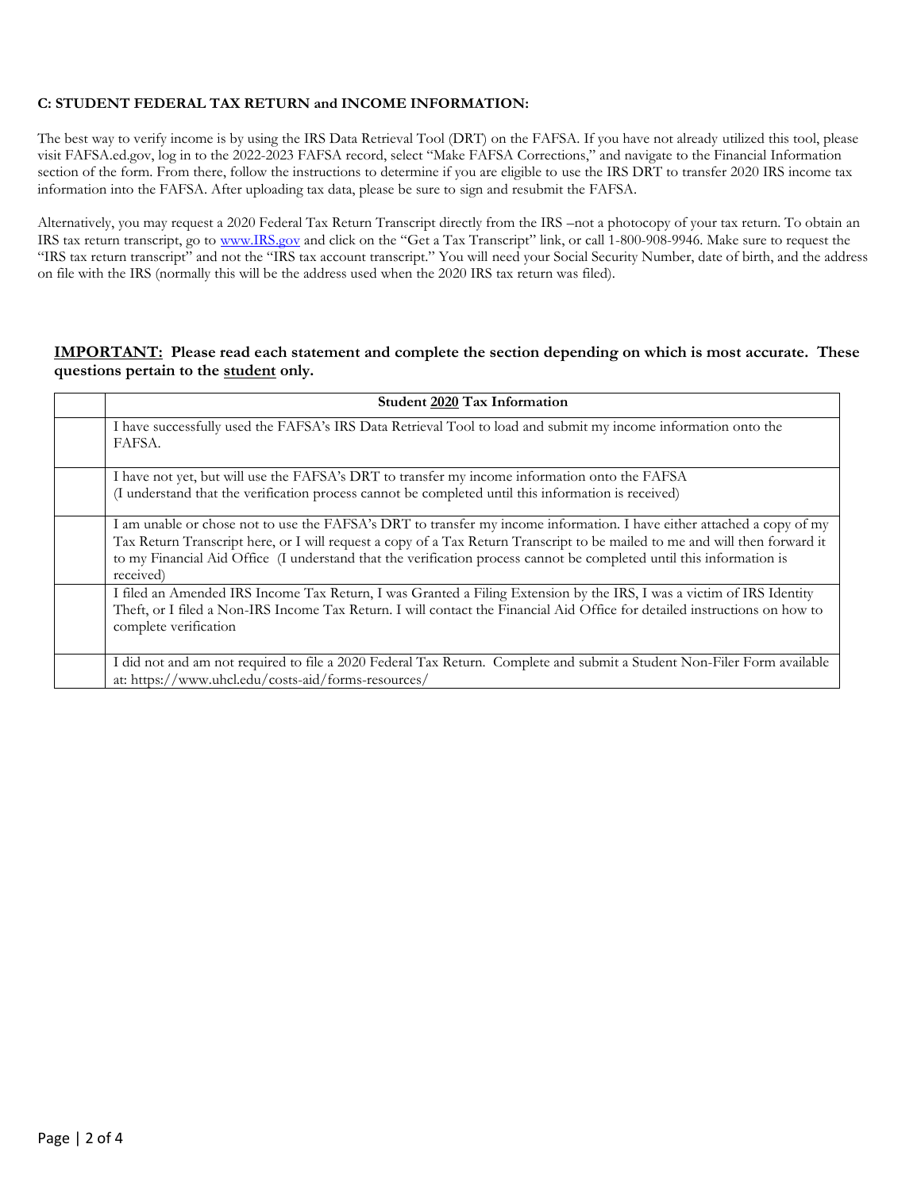**C: STUDENT FEDERAL TAX RETURN and INCOME INFORMATION:**

The best way to verify income is by using the IRS Data Retrieval Tool (DRT) on the FAFSA. If you have not already utilized this tool, please visit FAFSA.ed.gov, log in to the 2022-2023 FAFSA record, select "Make FAFSA Corrections," and navigate to the Financial Information section of the form. From there, follow the instructions to determine if you are eligible to use the IRS DRT to transfer 2020 IRS income tax information into the FAFSA. After uploading tax data, please be sure to sign and resubmit the FAFSA.

Alternatively, you may request a 2020 Federal Tax Return Transcript directly from the IRS –not a photocopy of your tax return. To obtain an IRS tax return transcript, go to [www.IRS.gov](http://www.IRS.gov) and click on the "Get a Tax Transcript" link, or call 1-800-908-9946. Make sure to request the "IRS tax return transcript" and not the "IRS tax account transcript." You will need your Social Security Number, date of birth, and the address on file with the IRS (normally this will be the address used when the 2020 IRS tax return was filed).

**<u>IMPORTANT:</u> Please read each statement and complete the section depending on which is most accurate. These questions pertain to the <u>student</u> only.**

| | **Student <u>2020</u> Tax Information** |
|---|---|
| | I have successfully used the FAFSA's IRS Data Retrieval Tool to load and submit my income information onto the FAFSA. |
| | I have not yet, but will use the FAFSA's DRT to transfer my income information onto the FAFSA (I understand that the verification process cannot be completed until this information is received) |
| | I am unable or chose not to use the FAFSA's DRT to transfer my income information. I have either attached a copy of my Tax Return Transcript here, or I will request a copy of a Tax Return Transcript to be mailed to me and will then forward it to my Financial Aid Office (I understand that the verification process cannot be completed until this information is received) |
| | I filed an Amended IRS Income Tax Return, I was Granted a Filing Extension by the IRS, I was a victim of IRS Identity Theft, or I filed a Non-IRS Income Tax Return. I will contact the Financial Aid Office for detailed instructions on how to complete verification |
| | I did not and am not required to file a 2020 Federal Tax Return. Complete and submit a Student Non-Filer Form available at: https://www.uhcl.edu/costs-aid/forms-resources/ |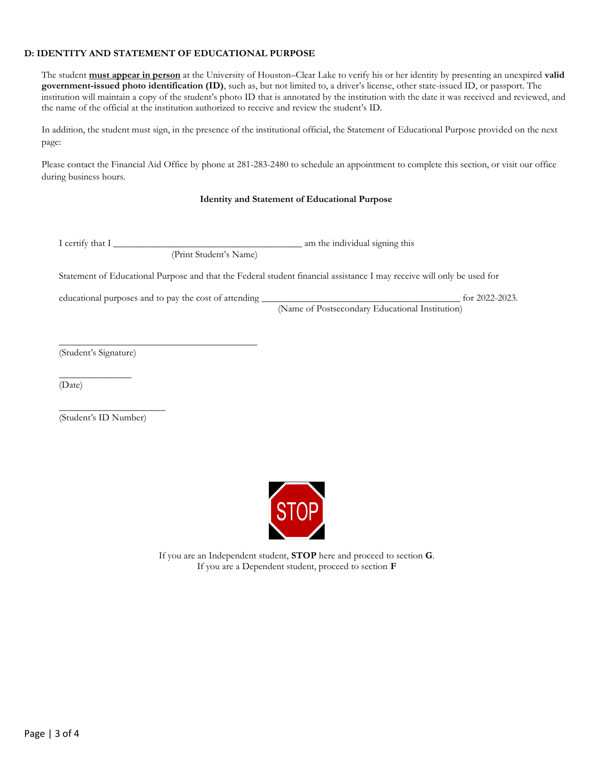## D: IDENTITY AND STATEMENT OF EDUCATIONAL PURPOSE

The student **must appear in person** at the University of Houston–Clear Lake to verify his or her identity by presenting an unexpired **valid government-issued photo identification (ID)**, such as, but not limited to, a driver's license, other state-issued ID, or passport. The institution will maintain a copy of the student's photo ID that is annotated by the institution with the date it was received and reviewed, and the name of the official at the institution authorized to receive and review the student's ID.

In addition, the student must sign, in the presence of the institutional official, the Statement of Educational Purpose provided on the next page:

Please contact the Financial Aid Office by phone at 281-283-2480 to schedule an appointment to complete this section, or visit our office during business hours.

**Identity and Statement of Educational Purpose**

I certify that I ______________________________________ am the individual signing this
(Print Student's Name)

Statement of Educational Purpose and that the Federal student financial assistance I may receive will only be used for

educational purposes and to pay the cost of attending ________________________________________ for 2022-2023.
(Name of Postsecondary Educational Institution)

________________________________________
(Student's Signature)

______________
(Date)

_____________________
(Student's ID Number)

STOP

If you are an Independent student, **STOP** here and proceed to section **G**.
If you are a Dependent student, proceed to section **F**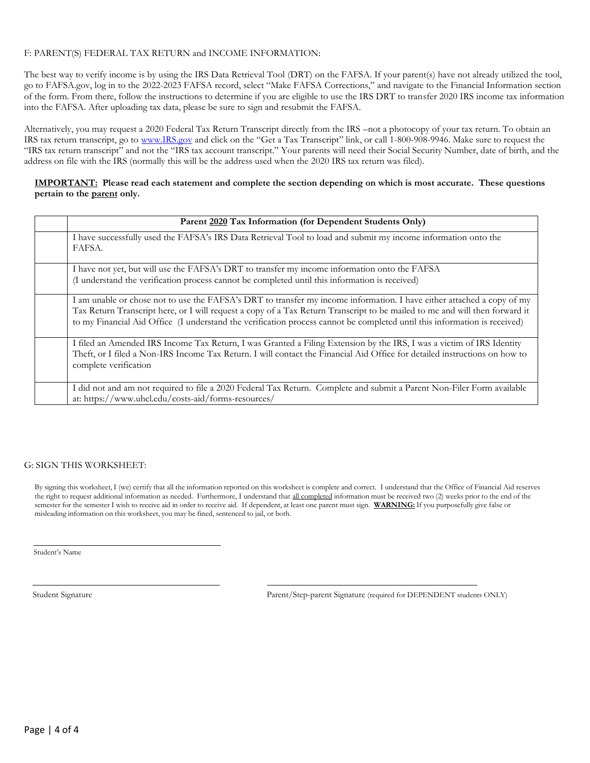## F: PARENT(S) FEDERAL TAX RETURN and INCOME INFORMATION:

The best way to verify income is by using the IRS Data Retrieval Tool (DRT) on the FAFSA. If your parent(s) have not already utilized the tool, go to FAFSA.gov, log in to the 2022-2023 FAFSA record, select "Make FAFSA Corrections," and navigate to the Financial Information section of the form. From there, follow the instructions to determine if you are eligible to use the IRS DRT to transfer 2020 IRS income tax information into the FAFSA. After uploading tax data, please be sure to sign and resubmit the FAFSA.

Alternatively, you may request a 2020 Federal Tax Return Transcript directly from the IRS –not a photocopy of your tax return. To obtain an IRS tax return transcript, go to www.IRS.gov and click on the "Get a Tax Transcript" link, or call 1-800-908-9946. Make sure to request the "IRS tax return transcript" and not the "IRS tax account transcript." Your parents will need their Social Security Number, date of birth, and the address on file with the IRS (normally this will be the address used when the 2020 IRS tax return was filed).

**IMPORTANT: Please read each statement and complete the section depending on which is most accurate. These questions pertain to the parent only.**

| | **Parent 2020 Tax Information (for Dependent Students Only)** |
|---|---|
| | I have successfully used the FAFSA's IRS Data Retrieval Tool to load and submit my income information onto the FAFSA. |
| | I have not yet, but will use the FAFSA's DRT to transfer my income information onto the FAFSA (I understand the verification process cannot be completed until this information is received) |
| | I am unable or chose not to use the FAFSA's DRT to transfer my income information. I have either attached a copy of my Tax Return Transcript here, or I will request a copy of a Tax Return Transcript to be mailed to me and will then forward it to my Financial Aid Office (I understand the verification process cannot be completed until this information is received) |
| | I filed an Amended IRS Income Tax Return, I was Granted a Filing Extension by the IRS, I was a victim of IRS Identity Theft, or I filed a Non-IRS Income Tax Return. I will contact the Financial Aid Office for detailed instructions on how to complete verification |
| | I did not and am not required to file a 2020 Federal Tax Return. Complete and submit a Parent Non-Filer Form available at: https://www.uhcl.edu/costs-aid/forms-resources/ |

## G: SIGN THIS WORKSHEET:

By signing this worksheet, I (we) certify that all the information reported on this worksheet is complete and correct. I understand that the Office of Financial Aid reserves the right to request additional information as needed. Furthermore, I understand that all completed information must be received two (2) weeks prior to the end of the semester for the semester I wish to receive aid in order to receive aid. If dependent, at least one parent must sign. **WARNING:** If you purposefully give false or misleading information on this worksheet, you may be fined, sentenced to jail, or both.

\_\_\_\_\_\_\_\_\_\_\_\_\_\_\_\_\_\_\_\_\_\_\_\_\_\_\_\_\_\_\_\_\_\_\_\_\_\_\_\_
Student's Name

\_\_\_\_\_\_\_\_\_\_\_\_\_\_\_\_\_\_\_\_\_\_\_\_\_\_\_\_\_\_\_\_\_\_\_\_\_\_\_\_
Student Signature

\_\_\_\_\_\_\_\_\_\_\_\_\_\_\_\_\_\_\_\_\_\_\_\_\_\_\_\_\_\_\_\_\_\_\_\_\_\_\_\_
Parent/Step-parent Signature (required for DEPENDENT students ONLY)